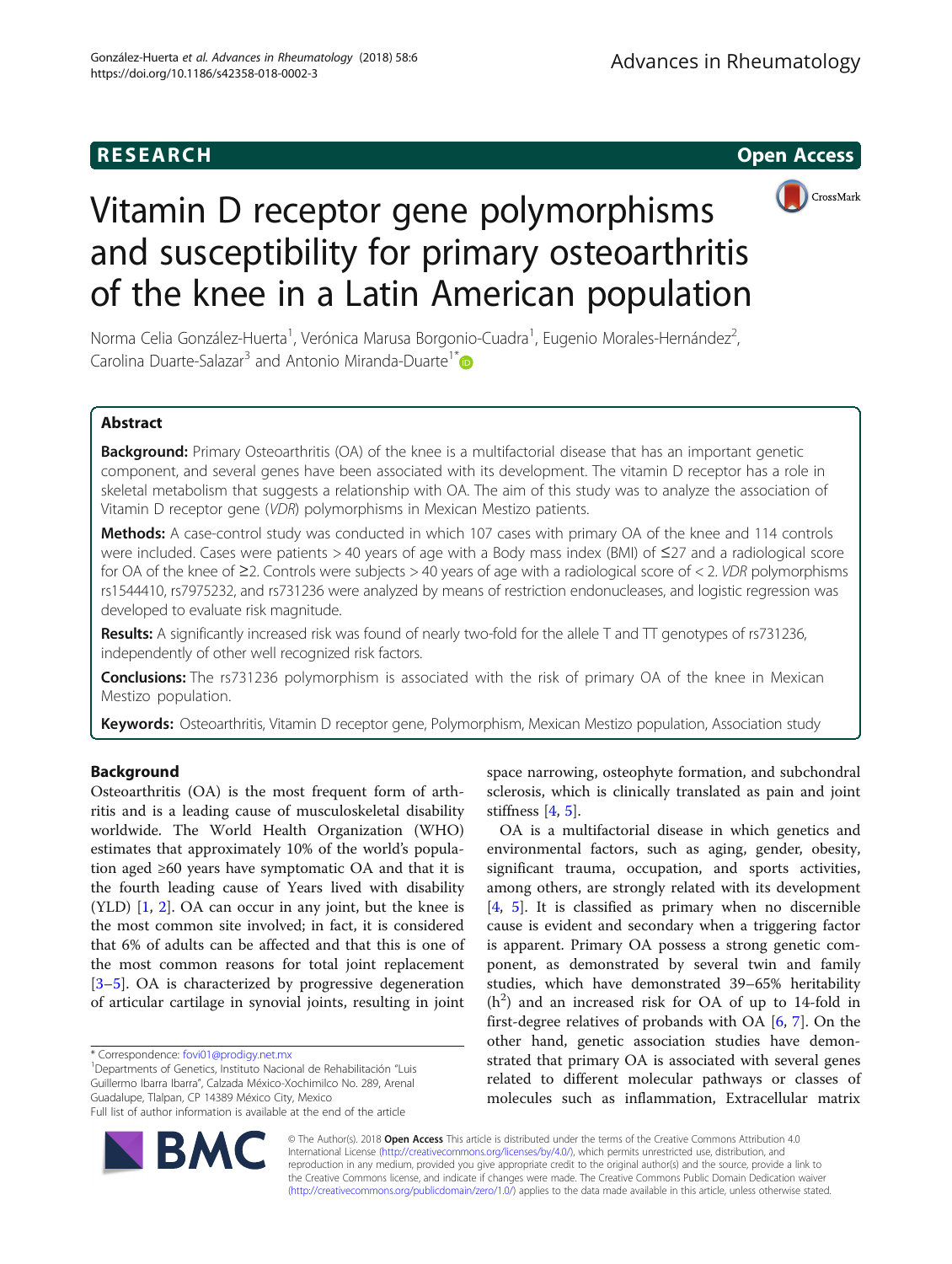RESEARCH

Open Access

# Vitamin D receptor gene polymorphisms and susceptibility for primary osteoarthritis of the knee in a Latin American population

Norma Celia González-Huerta[1], Verónica Marusa Borgonio-Cuadra[1], Eugenio Morales-Hernández[2], Carolina Duarte-Salazar[3] and Antonio Miranda-Duarte[1*]

## Abstract

**Background:** Primary Osteoarthritis (OA) of the knee is a multifactorial disease that has an important genetic component, and several genes have been associated with its development. The vitamin D receptor has a role in skeletal metabolism that suggests a relationship with OA. The aim of this study was to analyze the association of Vitamin D receptor gene (*VDR*) polymorphisms in Mexican Mestizo patients.

**Methods:** A case-control study was conducted in which 107 cases with primary OA of the knee and 114 controls were included. Cases were patients > 40 years of age with a Body mass index (BMI) of ≤27 and a radiological score for OA of the knee of ≥2. Controls were subjects > 40 years of age with a radiological score of < 2. *VDR* polymorphisms rs1544410, rs7975232, and rs731236 were analyzed by means of restriction endonucleases, and logistic regression was developed to evaluate risk magnitude.

**Results:** A significantly increased risk was found of nearly two-fold for the allele T and TT genotypes of rs731236, independently of other well recognized risk factors.

**Conclusions:** The rs731236 polymorphism is associated with the risk of primary OA of the knee in Mexican Mestizo population.

**Keywords:** Osteoarthritis, Vitamin D receptor gene, Polymorphism, Mexican Mestizo population, Association study

## Background

Osteoarthritis (OA) is the most frequent form of arthritis and is a leading cause of musculoskeletal disability worldwide. The World Health Organization (WHO) estimates that approximately 10% of the world's population aged ≥60 years have symptomatic OA and that it is the fourth leading cause of Years lived with disability (YLD) [1, 2]. OA can occur in any joint, but the knee is the most common site involved; in fact, it is considered that 6% of adults can be affected and that this is one of the most common reasons for total joint replacement [3–5]. OA is characterized by progressive degeneration of articular cartilage in synovial joints, resulting in joint space narrowing, osteophyte formation, and subchondral sclerosis, which is clinically translated as pain and joint stiffness [4, 5].

OA is a multifactorial disease in which genetics and environmental factors, such as aging, gender, obesity, significant trauma, occupation, and sports activities, among others, are strongly related with its development [4, 5]. It is classified as primary when no discernible cause is evident and secondary when a triggering factor is apparent. Primary OA possess a strong genetic component, as demonstrated by several twin and family studies, which have demonstrated 39–65% heritability ($h^2$) and an increased risk for OA of up to 14-fold in first-degree relatives of probands with OA [6, 7]. On the other hand, genetic association studies have demonstrated that primary OA is associated with several genes related to different molecular pathways or classes of molecules such as inflammation, Extracellular matrix

* Correspondence: fovi01@prodigy.net.mx
[1]Departments of Genetics, Instituto Nacional de Rehabilitación "Luis Guillermo Ibarra Ibarra", Calzada México-Xochimilco No. 289, Arenal Guadalupe, Tlalpan, CP 14389 México City, Mexico
Full list of author information is available at the end of the article

© The Author(s). 2018 **Open Access** This article is distributed under the terms of the Creative Commons Attribution 4.0 International License (http://creativecommons.org/licenses/by/4.0/), which permits unrestricted use, distribution, and reproduction in any medium, provided you give appropriate credit to the original author(s) and the source, provide a link to the Creative Commons license, and indicate if changes were made. The Creative Commons Public Domain Dedication waiver (http://creativecommons.org/publicdomain/zero/1.0/) applies to the data made available in this article, unless otherwise stated.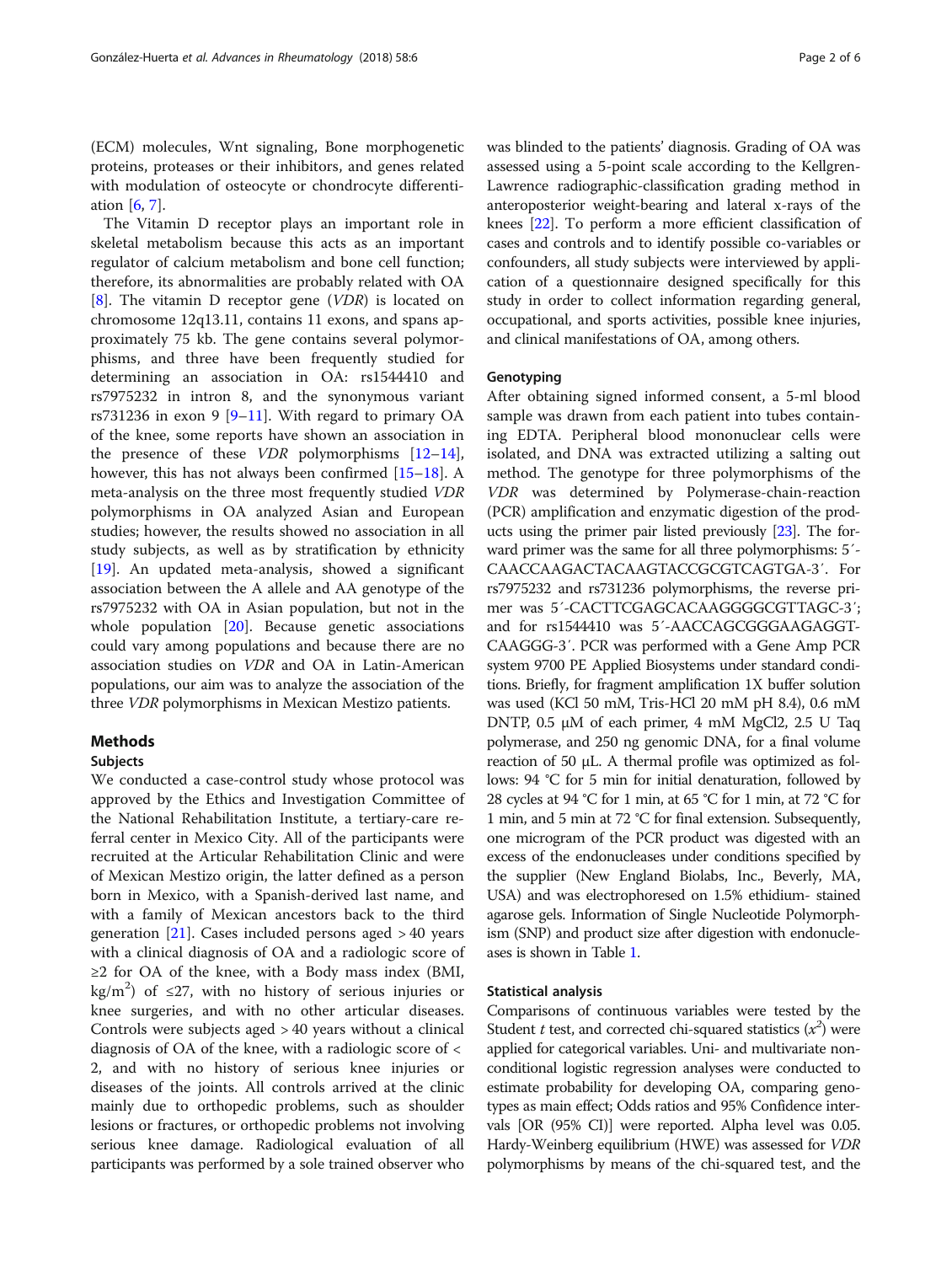(ECM) molecules, Wnt signaling, Bone morphogenetic proteins, proteases or their inhibitors, and genes related with modulation of osteocyte or chondrocyte differentiation [6, 7].

The Vitamin D receptor plays an important role in skeletal metabolism because this acts as an important regulator of calcium metabolism and bone cell function; therefore, its abnormalities are probably related with OA [8]. The vitamin D receptor gene (*VDR*) is located on chromosome 12q13.11, contains 11 exons, and spans approximately 75 kb. The gene contains several polymorphisms, and three have been frequently studied for determining an association in OA: rs1544410 and rs7975232 in intron 8, and the synonymous variant rs731236 in exon 9 [9–11]. With regard to primary OA of the knee, some reports have shown an association in the presence of these *VDR* polymorphisms [12–14], however, this has not always been confirmed [15–18]. A meta-analysis on the three most frequently studied *VDR* polymorphisms in OA analyzed Asian and European studies; however, the results showed no association in all study subjects, as well as by stratification by ethnicity [19]. An updated meta-analysis, showed a significant association between the A allele and AA genotype of the rs7975232 with OA in Asian population, but not in the whole population [20]. Because genetic associations could vary among populations and because there are no association studies on *VDR* and OA in Latin-American populations, our aim was to analyze the association of the three *VDR* polymorphisms in Mexican Mestizo patients.

## Methods

### Subjects

We conducted a case-control study whose protocol was approved by the Ethics and Investigation Committee of the National Rehabilitation Institute, a tertiary-care referral center in Mexico City. All of the participants were recruited at the Articular Rehabilitation Clinic and were of Mexican Mestizo origin, the latter defined as a person born in Mexico, with a Spanish-derived last name, and with a family of Mexican ancestors back to the third generation [21]. Cases included persons aged > 40 years with a clinical diagnosis of OA and a radiologic score of ≥2 for OA of the knee, with a Body mass index (BMI, $kg/m^2$) of ≤27, with no history of serious injuries or knee surgeries, and with no other articular diseases. Controls were subjects aged > 40 years without a clinical diagnosis of OA of the knee, with a radiologic score of < 2, and with no history of serious knee injuries or diseases of the joints. All controls arrived at the clinic mainly due to orthopedic problems, such as shoulder lesions or fractures, or orthopedic problems not involving serious knee damage. Radiological evaluation of all participants was performed by a sole trained observer who was blinded to the patients' diagnosis. Grading of OA was assessed using a 5-point scale according to the Kellgren-Lawrence radiographic-classification grading method in anteroposterior weight-bearing and lateral x-rays of the knees [22]. To perform a more efficient classification of cases and controls and to identify possible co-variables or confounders, all study subjects were interviewed by application of a questionnaire designed specifically for this study in order to collect information regarding general, occupational, and sports activities, possible knee injuries, and clinical manifestations of OA, among others.

### Genotyping

After obtaining signed informed consent, a 5-ml blood sample was drawn from each patient into tubes containing EDTA. Peripheral blood mononuclear cells were isolated, and DNA was extracted utilizing a salting out method. The genotype for three polymorphisms of the *VDR* was determined by Polymerase-chain-reaction (PCR) amplification and enzymatic digestion of the products using the primer pair listed previously [23]. The forward primer was the same for all three polymorphisms: 5′-CAACCAAGACTACAAGTACCGCGTCAGTGA-3′. For rs7975232 and rs731236 polymorphisms, the reverse primer was 5′-CACTTCGAGCACAAGGGGCGTTAGC-3′; and for rs1544410 was 5′-AACCAGCGGGAAGAGGTCAAGGG-3′. PCR was performed with a Gene Amp PCR system 9700 PE Applied Biosystems under standard conditions. Briefly, for fragment amplification 1X buffer solution was used (KCl 50 mM, Tris-HCl 20 mM pH 8.4), 0.6 mM DNTP, 0.5 μM of each primer, 4 mM $MgCl_2$, 2.5 U Taq polymerase, and 250 ng genomic DNA, for a final volume reaction of 50 μL. A thermal profile was optimized as follows: 94 °C for 5 min for initial denaturation, followed by 28 cycles at 94 °C for 1 min, at 65 °C for 1 min, at 72 °C for 1 min, and 5 min at 72 °C for final extension. Subsequently, one microgram of the PCR product was digested with an excess of the endonucleases under conditions specified by the supplier (New England Biolabs, Inc., Beverly, MA, USA) and was electrophoresed on 1.5% ethidium- stained agarose gels. Information of Single Nucleotide Polymorphism (SNP) and product size after digestion with endonucleases is shown in Table 1.

### Statistical analysis

Comparisons of continuous variables were tested by the Student *t* test, and corrected chi-squared statistics ($x^2$) were applied for categorical variables. Uni- and multivariate non-conditional logistic regression analyses were conducted to estimate probability for developing OA, comparing genotypes as main effect; Odds ratios and 95% Confidence intervals [OR (95% CI)] were reported. Alpha level was 0.05. Hardy-Weinberg equilibrium (HWE) was assessed for *VDR* polymorphisms by means of the chi-squared test, and the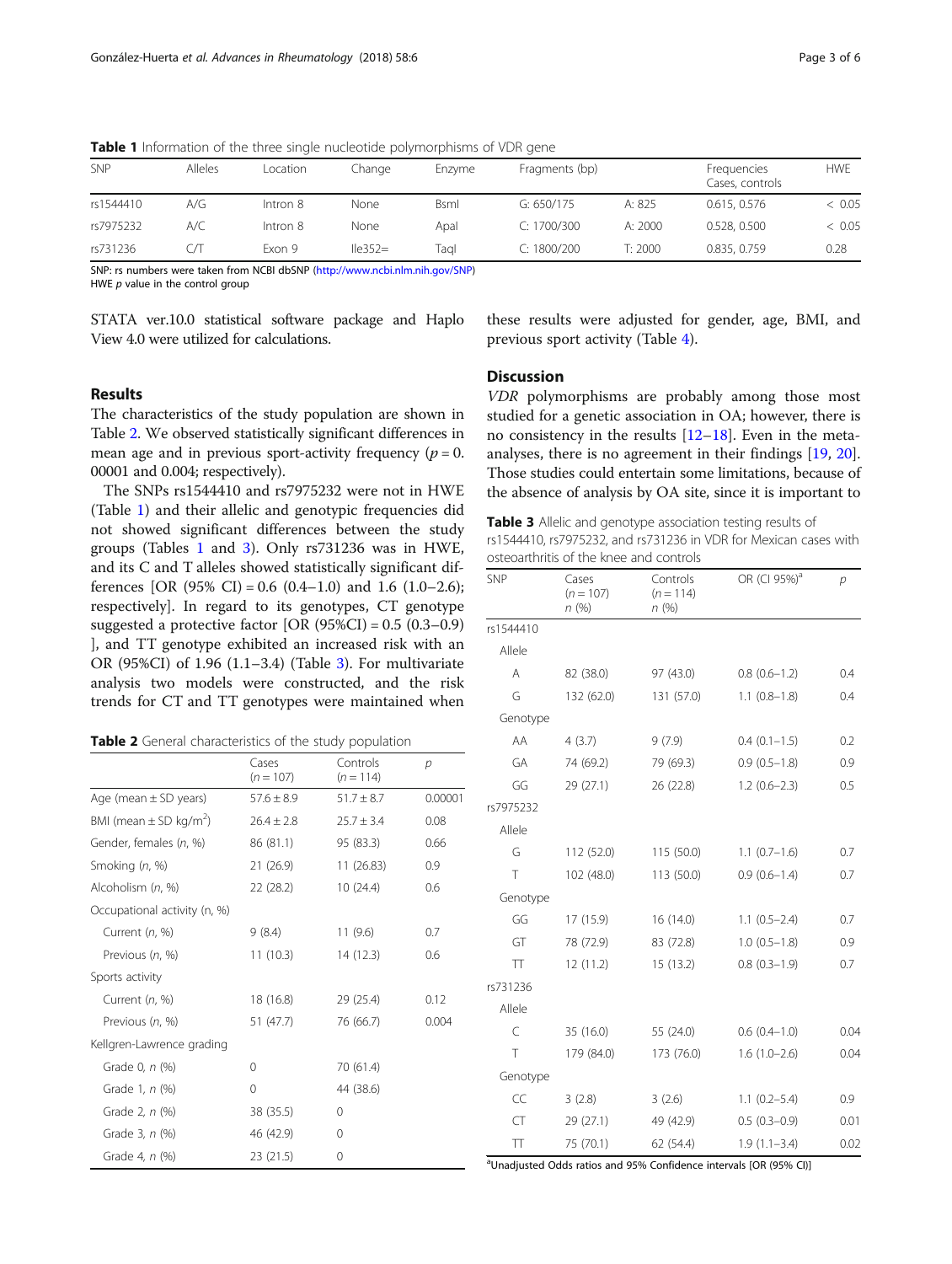**Table 1** Information of the three single nucleotide polymorphisms of VDR gene

| SNP | Alleles | Location | Change | Enzyme | Fragments (bp) | | Frequencies Cases, controls | HWE |
|---|---|---|---|---|---|---|---|---|
| rs1544410 | A/G | Intron 8 | None | BsmI | G: 650/175 | A: 825 | 0.615, 0.576 | < 0.05 |
| rs7975232 | A/C | Intron 8 | None | ApaI | C: 1700/300 | A: 2000 | 0.528, 0.500 | < 0.05 |
| rs731236 | C/T | Exon 9 | Ile352= | TaqI | C: 1800/200 | T: 2000 | 0.835, 0.759 | 0.28 |

SNP: rs numbers were taken from NCBI dbSNP (http://www.ncbi.nlm.nih.gov/SNP)
HWE *p* value in the control group

STATA ver.10.0 statistical software package and Haplo View 4.0 were utilized for calculations.

## Results

The characteristics of the study population are shown in Table 2. We observed statistically significant differences in mean age and in previous sport-activity frequency ($p = 0.00001$ and 0.004; respectively).

The SNPs rs1544410 and rs7975232 were not in HWE (Table 1) and their allelic and genotypic frequencies did not showed significant differences between the study groups (Tables 1 and 3). Only rs731236 was in HWE, and its C and T alleles showed statistically significant differences [OR (95% CI) = 0.6 (0.4–1.0) and 1.6 (1.0–2.6); respectively]. In regard to its genotypes, CT genotype suggested a protective factor [OR (95%CI) = 0.5 (0.3–0.9) ], and TT genotype exhibited an increased risk with an OR (95%CI) of 1.96 (1.1–3.4) (Table 3). For multivariate analysis two models were constructed, and the risk trends for CT and TT genotypes were maintained when these results were adjusted for gender, age, BMI, and previous sport activity (Table 4).

**Table 2** General characteristics of the study population

| | Cases (*n* = 107) | Controls (*n* = 114) | *p* |
|---|---|---|---|
| Age (mean ± SD years) | 57.6 ± 8.9 | 51.7 ± 8.7 | 0.00001 |
| BMI (mean ± SD kg/m$^2$) | 26.4 ± 2.8 | 25.7 ± 3.4 | 0.08 |
| Gender, females (*n*, %) | 86 (81.1) | 95 (83.3) | 0.66 |
| Smoking (*n*, %) | 21 (26.9) | 11 (26.83) | 0.9 |
| Alcoholism (*n*, %) | 22 (28.2) | 10 (24.4) | 0.6 |
| Occupational activity (n, %) | | | |
| Current (*n*, %) | 9 (8.4) | 11 (9.6) | 0.7 |
| Previous (*n*, %) | 11 (10.3) | 14 (12.3) | 0.6 |
| Sports activity | | | |
| Current (*n*, %) | 18 (16.8) | 29 (25.4) | 0.12 |
| Previous (*n*, %) | 51 (47.7) | 76 (66.7) | 0.004 |
| Kellgren-Lawrence grading | | | |
| Grade 0, *n* (%) | 0 | 70 (61.4) | |
| Grade 1, *n* (%) | 0 | 44 (38.6) | |
| Grade 2, *n* (%) | 38 (35.5) | 0 | |
| Grade 3, *n* (%) | 46 (42.9) | 0 | |
| Grade 4, *n* (%) | 23 (21.5) | 0 | |

## Discussion

*VDR* polymorphisms are probably among those most studied for a genetic association in OA; however, there is no consistency in the results [12–18]. Even in the meta-analyses, there is no agreement in their findings [19, 20]. Those studies could entertain some limitations, because of the absence of analysis by OA site, since it is important to

**Table 3** Allelic and genotype association testing results of rs1544410, rs7975232, and rs731236 in VDR for Mexican cases with osteoarthritis of the knee and controls

| SNP | Cases (*n* = 107) *n* (%) | Controls (*n* = 114) *n* (%) | OR (CI 95%)[a] | *p* |
|---|---|---|---|---|
| rs1544410 | | | | |
| Allele | | | | |
| A | 82 (38.0) | 97 (43.0) | 0.8 (0.6–1.2) | 0.4 |
| G | 132 (62.0) | 131 (57.0) | 1.1 (0.8–1.8) | 0.4 |
| Genotype | | | | |
| AA | 4 (3.7) | 9 (7.9) | 0.4 (0.1–1.5) | 0.2 |
| GA | 74 (69.2) | 79 (69.3) | 0.9 (0.5–1.8) | 0.9 |
| GG | 29 (27.1) | 26 (22.8) | 1.2 (0.6–2.3) | 0.5 |
| rs7975232 | | | | |
| Allele | | | | |
| G | 112 (52.0) | 115 (50.0) | 1.1 (0.7–1.6) | 0.7 |
| T | 102 (48.0) | 113 (50.0) | 0.9 (0.6–1.4) | 0.7 |
| Genotype | | | | |
| GG | 17 (15.9) | 16 (14.0) | 1.1 (0.5–2.4) | 0.7 |
| GT | 78 (72.9) | 83 (72.8) | 1.0 (0.5–1.8) | 0.9 |
| TT | 12 (11.2) | 15 (13.2) | 0.8 (0.3–1.9) | 0.7 |
| rs731236 | | | | |
| Allele | | | | |
| C | 35 (16.0) | 55 (24.0) | 0.6 (0.4–1.0) | 0.04 |
| T | 179 (84.0) | 173 (76.0) | 1.6 (1.0–2.6) | 0.04 |
| Genotype | | | | |
| CC | 3 (2.8) | 3 (2.6) | 1.1 (0.2–5.4) | 0.9 |
| CT | 29 (27.1) | 49 (42.9) | 0.5 (0.3–0.9) | 0.01 |
| TT | 75 (70.1) | 62 (54.4) | 1.9 (1.1–3.4) | 0.02 |

[a]Unadjusted Odds ratios and 95% Confidence intervals [OR (95% CI)]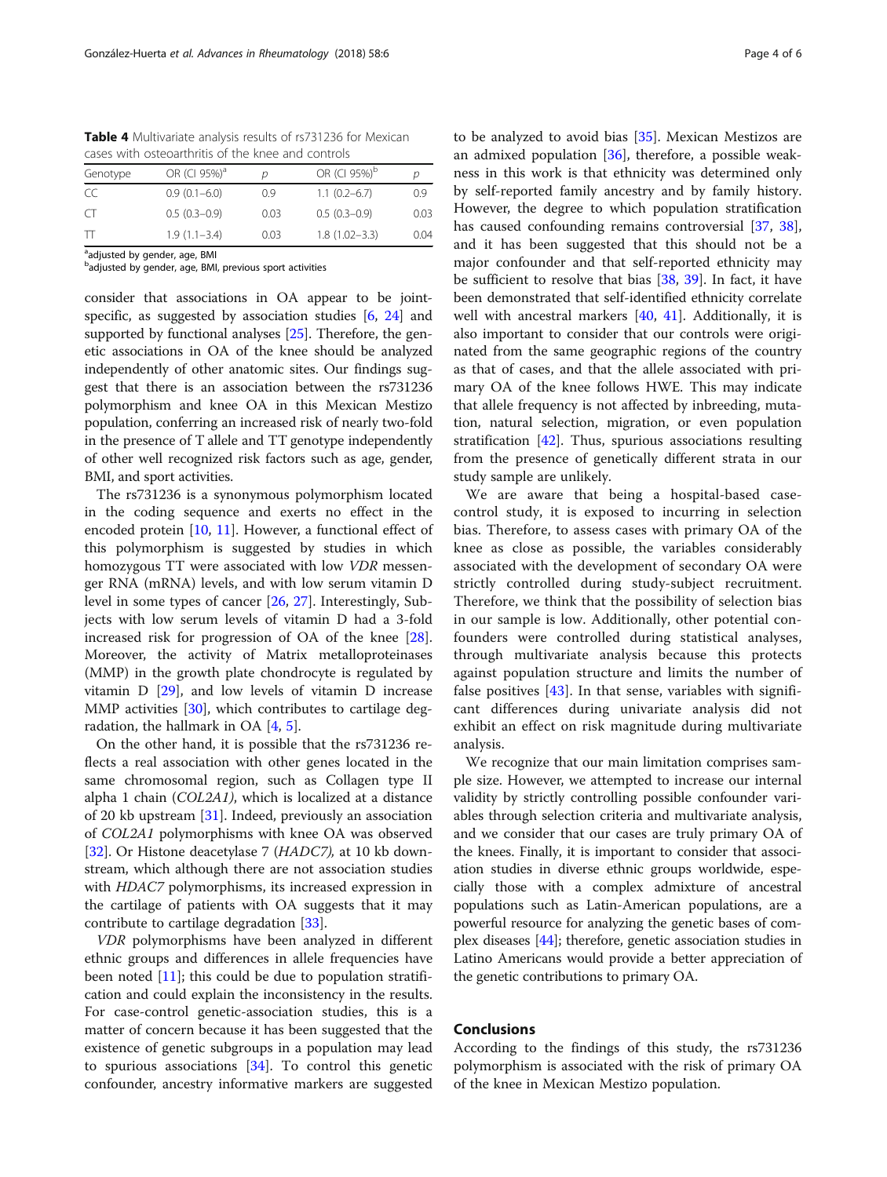**Table 4** Multivariate analysis results of rs731236 for Mexican cases with osteoarthritis of the knee and controls

| Genotype | OR (CI 95%)[a] | p | OR (CI 95%)[b] | p |
|---|---|---|---|---|
| CC | 0.9 (0.1–6.0) | 0.9 | 1.1 (0.2–6.7) | 0.9 |
| CT | 0.5 (0.3–0.9) | 0.03 | 0.5 (0.3–0.9) | 0.03 |
| TT | 1.9 (1.1–3.4) | 0.03 | 1.8 (1.02–3.3) | 0.04 |

[a]adjusted by gender, age, BMI
[b]adjusted by gender, age, BMI, previous sport activities

consider that associations in OA appear to be joint-specific, as suggested by association studies [6, 24] and supported by functional analyses [25]. Therefore, the genetic associations in OA of the knee should be analyzed independently of other anatomic sites. Our findings suggest that there is an association between the rs731236 polymorphism and knee OA in this Mexican Mestizo population, conferring an increased risk of nearly two-fold in the presence of T allele and TT genotype independently of other well recognized risk factors such as age, gender, BMI, and sport activities.

The rs731236 is a synonymous polymorphism located in the coding sequence and exerts no effect in the encoded protein [10, 11]. However, a functional effect of this polymorphism is suggested by studies in which homozygous TT were associated with low *VDR* messenger RNA (mRNA) levels, and with low serum vitamin D level in some types of cancer [26, 27]. Interestingly, Subjects with low serum levels of vitamin D had a 3-fold increased risk for progression of OA of the knee [28]. Moreover, the activity of Matrix metalloproteinases (MMP) in the growth plate chondrocyte is regulated by vitamin D [29], and low levels of vitamin D increase MMP activities [30], which contributes to cartilage degradation, the hallmark in OA [4, 5].

On the other hand, it is possible that the rs731236 reflects a real association with other genes located in the same chromosomal region, such as Collagen type II alpha 1 chain (*COL2A1)*, which is localized at a distance of 20 kb upstream [31]. Indeed, previously an association of *COL2A1* polymorphisms with knee OA was observed [32]. Or Histone deacetylase 7 (*HADC7)*, at 10 kb downstream, which although there are not association studies with *HDAC7* polymorphisms, its increased expression in the cartilage of patients with OA suggests that it may contribute to cartilage degradation [33].

*VDR* polymorphisms have been analyzed in different ethnic groups and differences in allele frequencies have been noted [11]; this could be due to population stratification and could explain the inconsistency in the results. For case-control genetic-association studies, this is a matter of concern because it has been suggested that the existence of genetic subgroups in a population may lead to spurious associations [34]. To control this genetic confounder, ancestry informative markers are suggested to be analyzed to avoid bias [35]. Mexican Mestizos are an admixed population [36], therefore, a possible weakness in this work is that ethnicity was determined only by self-reported family ancestry and by family history. However, the degree to which population stratification has caused confounding remains controversial [37, 38], and it has been suggested that this should not be a major confounder and that self-reported ethnicity may be sufficient to resolve that bias [38, 39]. In fact, it have been demonstrated that self-identified ethnicity correlate well with ancestral markers [40, 41]. Additionally, it is also important to consider that our controls were originated from the same geographic regions of the country as that of cases, and that the allele associated with primary OA of the knee follows HWE. This may indicate that allele frequency is not affected by inbreeding, mutation, natural selection, migration, or even population stratification [42]. Thus, spurious associations resulting from the presence of genetically different strata in our study sample are unlikely.

We are aware that being a hospital-based case-control study, it is exposed to incurring in selection bias. Therefore, to assess cases with primary OA of the knee as close as possible, the variables considerably associated with the development of secondary OA were strictly controlled during study-subject recruitment. Therefore, we think that the possibility of selection bias in our sample is low. Additionally, other potential confounders were controlled during statistical analyses, through multivariate analysis because this protects against population structure and limits the number of false positives [43]. In that sense, variables with significant differences during univariate analysis did not exhibit an effect on risk magnitude during multivariate analysis.

We recognize that our main limitation comprises sample size. However, we attempted to increase our internal validity by strictly controlling possible confounder variables through selection criteria and multivariate analysis, and we consider that our cases are truly primary OA of the knees. Finally, it is important to consider that association studies in diverse ethnic groups worldwide, especially those with a complex admixture of ancestral populations such as Latin-American populations, are a powerful resource for analyzing the genetic bases of complex diseases [44]; therefore, genetic association studies in Latino Americans would provide a better appreciation of the genetic contributions to primary OA.

## Conclusions

According to the findings of this study, the rs731236 polymorphism is associated with the risk of primary OA of the knee in Mexican Mestizo population.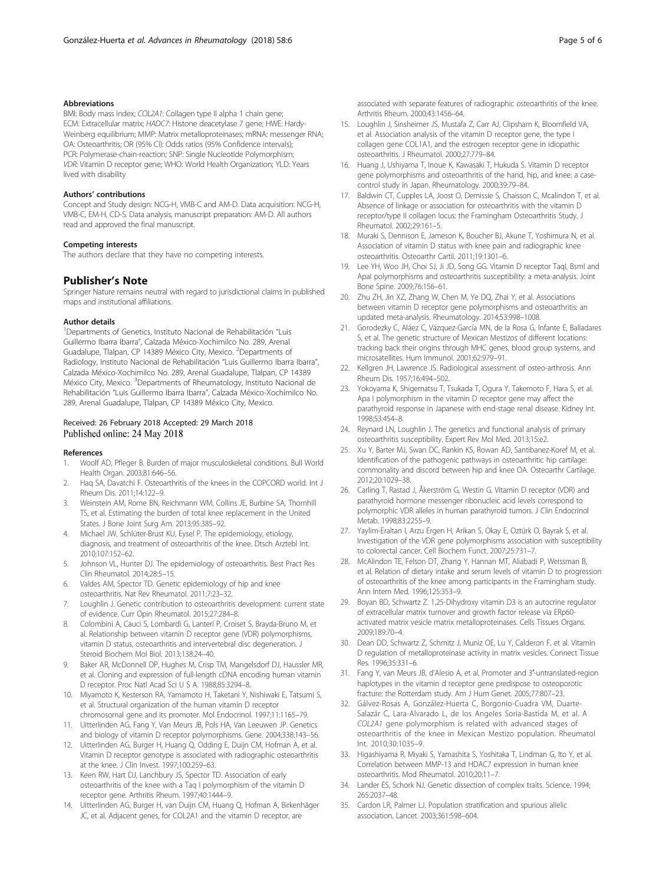#### Abbreviations

BMI: Body mass index; *COL2A1*: Collagen type II alpha 1 chain gene; ECM: Extracellular matrix; *HADC7*: Histone deacetylase 7 gene; HWE: Hardy-Weinberg equilibrium; MMP: Matrix metalloproteinases; mRNA: messenger RNA; OA: Osteoarthritis; OR (95% CI): Odds ratios (95% Confidence intervals); PCR: Polymerase-chain-reaction; SNP: Single Nucleotide Polymorphism; *VDR*: Vitamin D receptor gene; WHO: World Health Organization; YLD: Years lived with disability

#### Authors' contributions

Concept and Study design: NCG-H, VMB-C and AM-D. Data acquisition: NCG-H, VMB-C, EM-H, CD-S. Data analysis, manuscript preparation: AM-D. All authors read and approved the final manuscript.

#### Competing interests

The authors declare that they have no competing interests.

## Publisher's Note

Springer Nature remains neutral with regard to jurisdictional claims in published maps and institutional affiliations.

#### Author details

[1]Departments of Genetics, Instituto Nacional de Rehabilitación "Luis Guillermo Ibarra Ibarra", Calzada México-Xochimilco No. 289, Arenal Guadalupe, Tlalpan, CP 14389 México City, Mexico. [2]Departments of Radiology, Instituto Nacional de Rehabilitación "Luis Guillermo Ibarra Ibarra", Calzada México-Xochimilco No. 289, Arenal Guadalupe, Tlalpan, CP 14389 México City, Mexico. [3]Departments of Rheumatology, Instituto Nacional de Rehabilitación "Luis Guillermo Ibarra Ibarra", Calzada México-Xochimilco No. 289, Arenal Guadalupe, Tlalpan, CP 14389 México City, Mexico.

Received: 26 February 2018 Accepted: 29 March 2018
Published online: 24 May 2018

#### References

1. Woolf AD, Pfleger B. Burden of major musculoskeletal conditions. Bull World Health Organ. 2003;81:646–56.
2. Haq SA, Davatchi F. Osteoarthritis of the knees in the COPCORD world. Int J Rheum Dis. 2011;14:122–9.
3. Weinstein AM, Rome BN, Reichmann WM, Collins JE, Burbine SA, Thornhill TS, et al. Estimating the burden of total knee replacement in the United States. J Bone Joint Surg Am. 2013;95:385–92.
4. Michael JW, Schlüter-Brust KU, Eysel P. The epidemiology, etiology, diagnosis, and treatment of osteoarthritis of the knee. Dtsch Arztebl Int. 2010;107:152–62.
5. Johnson VL, Hunter DJ. The epidemiology of osteoarthritis. Best Pract Res Clin Rheumatol. 2014;28:5–15.
6. Valdes AM, Spector TD. Genetic epidemiology of hip and knee osteoarthritis. Nat Rev Rheumatol. 2011;7:23–32.
7. Loughlin J. Genetic contribution to osteoarthritis development: current state of evidence. Curr Opin Rheumatol. 2015;27:284–8.
8. Colombini A, Cauci S, Lombardi G, Lanteri P, Croiset S, Brayda-Bruno M, et al. Relationship between vitamin D receptor gene (VDR) polymorphisms, vitamin D status, osteoarthritis and intervertebral disc degeneration. J Steroid Biochem Mol Biol. 2013;138:24–40.
9. Baker AR, McDonnell DP, Hughes M, Crisp TM, Mangelsdorf DJ, Haussler MR, et al. Cloning and expression of full-length cDNA encoding human vitamin D receptor. Proc Natl Acad Sci U S A. 1988;85:3294–8.
10. Miyamoto K, Kesterson RA, Yamamoto H, Taketani Y, Nishiwaki E, Tatsumi S, et al. Structural organization of the human vitamin D receptor chromosomal gene and its promoter. Mol Endocrinol. 1997;11:1165–79.
11. Uitterlinden AG, Fang Y, Van Meurs JB, Pols HA, Van Leeuwen JP. Genetics and biology of vitamin D receptor polymorphisms. Gene. 2004;338:143–56.
12. Uitterlinden AG, Burger H, Huang Q, Odding E, Duijn CM, Hofman A, et al. Vitamin D receptor genotype is associated with radiographic osteoarthritis at the knee. J Clin Invest. 1997;100:259–63.
13. Keen RW, Hart DJ, Lanchbury JS, Spector TD. Association of early osteoarthritis of the knee with a Taq I polymorphism of the vitamin D receptor gene. Arthritis Rheum. 1997;40:1444–9.
14. Uitterlinden AG, Burger H, van Duijn CM, Huang Q, Hofman A, Birkenhäger JC, et al. Adjacent genes, for COL2A1 and the vitamin D receptor, are associated with separate features of radiographic osteoarthritis of the knee. Arthritis Rheum. 2000;43:1456–64.
15. Loughlin J, Sinsheimer JS, Mustafa Z, Carr AJ, Clipsham K, Bloomfield VA, et al. Association analysis of the vitamin D receptor gene, the type I collagen gene COL1A1, and the estrogen receptor gene in idiopathic osteoarthritis. J Rheumatol. 2000;27:779–84.
16. Huang J, Ushiyama T, Inoue K, Kawasaki T, Hukuda S. Vitamin D receptor gene polymorphisms and osteoarthritis of the hand, hip, and knee: a case-control study in Japan. Rheumatology. 2000;39:79–84.
17. Baldwin CT, Cupples LA, Joost O, Demissie S, Chaisson C, Mcalindon T, et al. Absence of linkage or association for osteoarthritis with the vitamin D receptor/type II collagen locus: the Framingham Osteoarthritis Study. J Rheumatol. 2002;29:161–5.
18. Muraki S, Dennison E, Jameson K, Boucher BJ, Akune T, Yoshimura N, et al. Association of vitamin D status with knee pain and radiographic knee osteoarthritis. Osteoarthr Cartil. 2011;19:1301–6.
19. Lee YH, Woo JH, Choi SJ, Ji JD, Song GG. Vitamin D receptor TaqI, BsmI and ApaI polymorphisms and osteoarthritis susceptibility: a meta-analysis. Joint Bone Spine. 2009;76:156–61.
20. Zhu ZH, Jin XZ, Zhang W, Chen M, Ye DQ, Zhai Y, et al. Associations between vitamin D receptor gene polymorphisms and osteoarthritis: an updated meta-analysis. Rheumatology. 2014;53:998–1008.
21. Gorodezky C, Aláez C, Vázquez-García MN, de la Rosa G, Infante E, Balladares S, et al. The genetic structure of Mexican Mestizos of different locations: tracking back their origins through MHC genes, blood group systems, and microsatellites. Hum Immunol. 2001;62:979–91.
22. Kellgren JH, Lawrence JS. Radiological assessment of osteo-arthrosis. Ann Rheum Dis. 1957;16:494–502.
23. Yokoyama K, Shigematsu T, Tsukada T, Ogura Y, Takemoto F, Hara S, et al. Apa I polymorphism in the vitamin D receptor gene may affect the parathyroid response in Japanese with end-stage renal disease. Kidney Int. 1998;53:454–8.
24. Reynard LN, Loughlin J. The genetics and functional analysis of primary osteoarthritis susceptibility. Expert Rev Mol Med. 2013;15:e2.
25. Xu Y, Barter MJ, Swan DC, Rankin KS, Rowan AD, Santibanez-Koref M, et al. Identification of the pathogenic pathways in osteoarthritic hip cartilage: commonality and discord between hip and knee OA. Osteoarthr Cartilage. 2012;20:1029–38.
26. Carling T, Rastad J, Åkerström G, Westin G. Vitamin D receptor (VDR) and parathyroid hormone messenger ribonucleic acid levels correspond to polymorphic VDR alleles in human parathyroid tumors. J Clin Endocrinol Metab. 1998;83:2255–9.
27. Yaylim-Eraltan I, Arzu Ergen H, Arikan S, Okay E, Oztürk O, Bayrak S, et al. Investigation of the VDR gene polymorphisms association with susceptibility to colorectal cancer. Cell Biochem Funct. 2007;25:731–7.
28. McAlindon TE, Felson DT, Zhang Y, Hannan MT, Aliabadi P, Weissman B, et al. Relation of dietary intake and serum levels of vitamin D to progression of osteoarthritis of the knee among participants in the Framingham study. Ann Intern Med. 1996;125:353–9.
29. Boyan BD, Schwartz Z. 1,25-Dihydroxy vitamin D3 is an autocrine regulator of extracellular matrix turnover and growth factor release via ERp60-activated matrix vesicle matrix metalloproteinases. Cells Tissues Organs. 2009;189:70–4.
30. Dean DD, Schwartz Z, Schmitz J, Muniz OE, Lu Y, Calderon F, et al. Vitamin D regulation of metalloproteinase activity in matrix vesicles. Connect Tissue Res. 1996;35:331–6.
31. Fang Y, van Meurs JB, d'Alesio A, et al. Promoter and 3′-untranslated-region haplotypes in the vitamin d receptor gene predispose to osteoporotic fracture: the Rotterdam study. Am J Hum Genet. 2005;77:807–23.
32. Gálvez-Rosas A, González-Huerta C, Borgonio-Cuadra VM, Duarte-Salazár C, Lara-Alvarado L, de los Angeles Soria-Bastida M, et al. A *COL2A1* gene polymorphism is related with advanced stages of osteoarthritis of the knee in Mexican Mestizo population. Rheumatol Int. 2010;30:1035–9.
33. Higashiyama R, Miyaki S, Yamashita S, Yoshitaka T, Lindman G, Ito Y, et al. Correlation between MMP-13 and HDAC7 expression in human knee osteoarthritis. Mod Rheumatol. 2010;20:11–7.
34. Lander ES, Schork NJ. Genetic dissection of complex traits. Science. 1994; 265:2037–48.
35. Cardon LR, Palmer LJ. Population stratification and spurious allelic association. Lancet. 2003;361:598–604.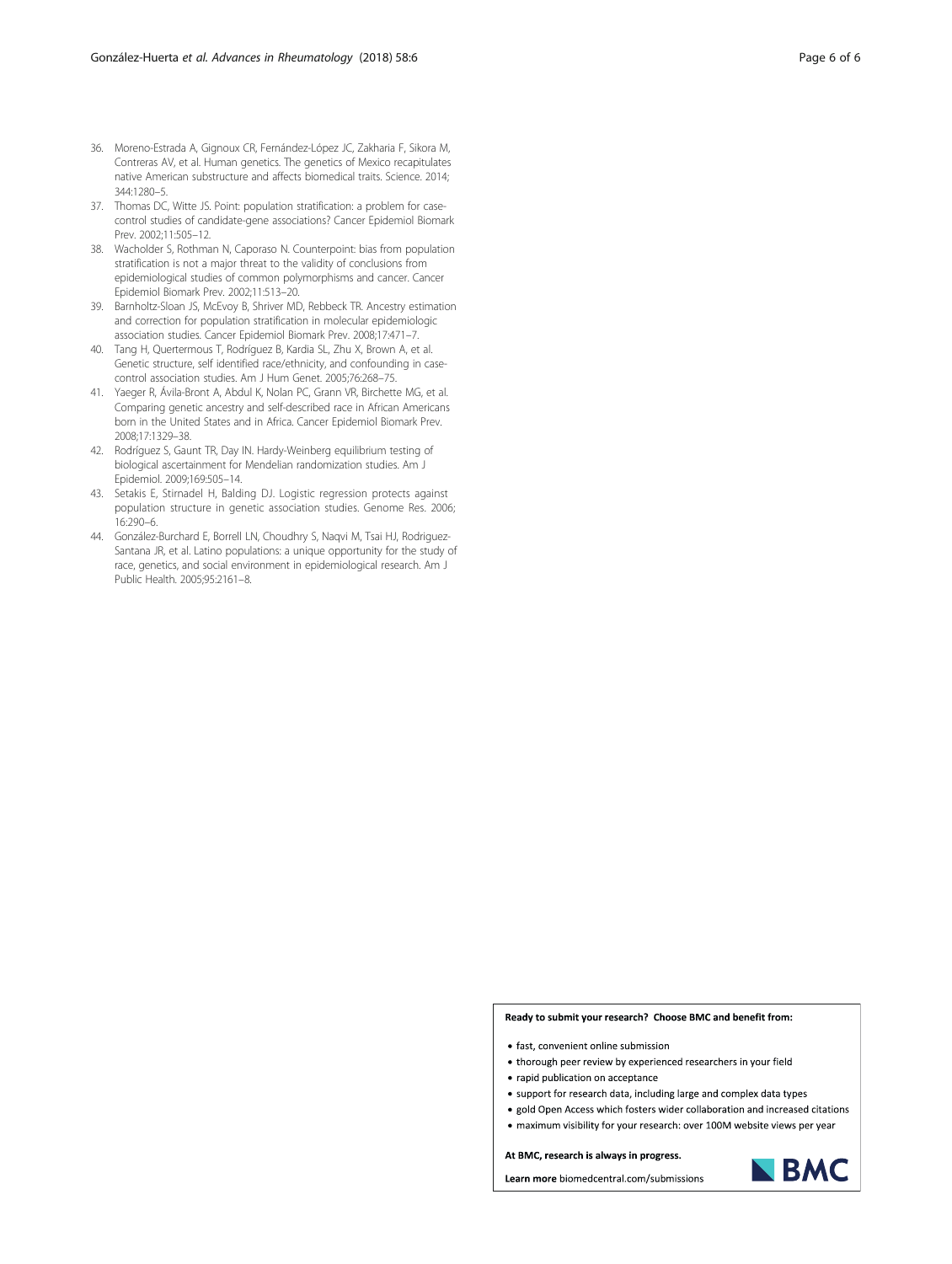36. Moreno-Estrada A, Gignoux CR, Fernández-López JC, Zakharia F, Sikora M, Contreras AV, et al. Human genetics. The genetics of Mexico recapitulates native American substructure and affects biomedical traits. Science. 2014; 344:1280–5.
37. Thomas DC, Witte JS. Point: population stratification: a problem for case-control studies of candidate-gene associations? Cancer Epidemiol Biomark Prev. 2002;11:505–12.
38. Wacholder S, Rothman N, Caporaso N. Counterpoint: bias from population stratification is not a major threat to the validity of conclusions from epidemiological studies of common polymorphisms and cancer. Cancer Epidemiol Biomark Prev. 2002;11:513–20.
39. Barnholtz-Sloan JS, McEvoy B, Shriver MD, Rebbeck TR. Ancestry estimation and correction for population stratification in molecular epidemiologic association studies. Cancer Epidemiol Biomark Prev. 2008;17:471–7.
40. Tang H, Quertermous T, Rodríguez B, Kardia SL, Zhu X, Brown A, et al. Genetic structure, self identified race/ethnicity, and confounding in case-control association studies. Am J Hum Genet. 2005;76:268–75.
41. Yaeger R, Ávila-Bront A, Abdul K, Nolan PC, Grann VR, Birchette MG, et al. Comparing genetic ancestry and self-described race in African Americans born in the United States and in Africa. Cancer Epidemiol Biomark Prev. 2008;17:1329–38.
42. Rodríguez S, Gaunt TR, Day IN. Hardy-Weinberg equilibrium testing of biological ascertainment for Mendelian randomization studies. Am J Epidemiol. 2009;169:505–14.
43. Setakis E, Stirnadel H, Balding DJ. Logistic regression protects against population structure in genetic association studies. Genome Res. 2006; 16:290–6.
44. González-Burchard E, Borrell LN, Choudhry S, Naqvi M, Tsai HJ, Rodriguez-Santana JR, et al. Latino populations: a unique opportunity for the study of race, genetics, and social environment in epidemiological research. Am J Public Health. 2005;95:2161–8.

**Ready to submit your research? Choose BMC and benefit from:**

- fast, convenient online submission
- thorough peer review by experienced researchers in your field
- rapid publication on acceptance
- support for research data, including large and complex data types
- gold Open Access which fosters wider collaboration and increased citations
- maximum visibility for your research: over 100M website views per year

**At BMC, research is always in progress.**

**Learn more** biomedcentral.com/submissions

BMC